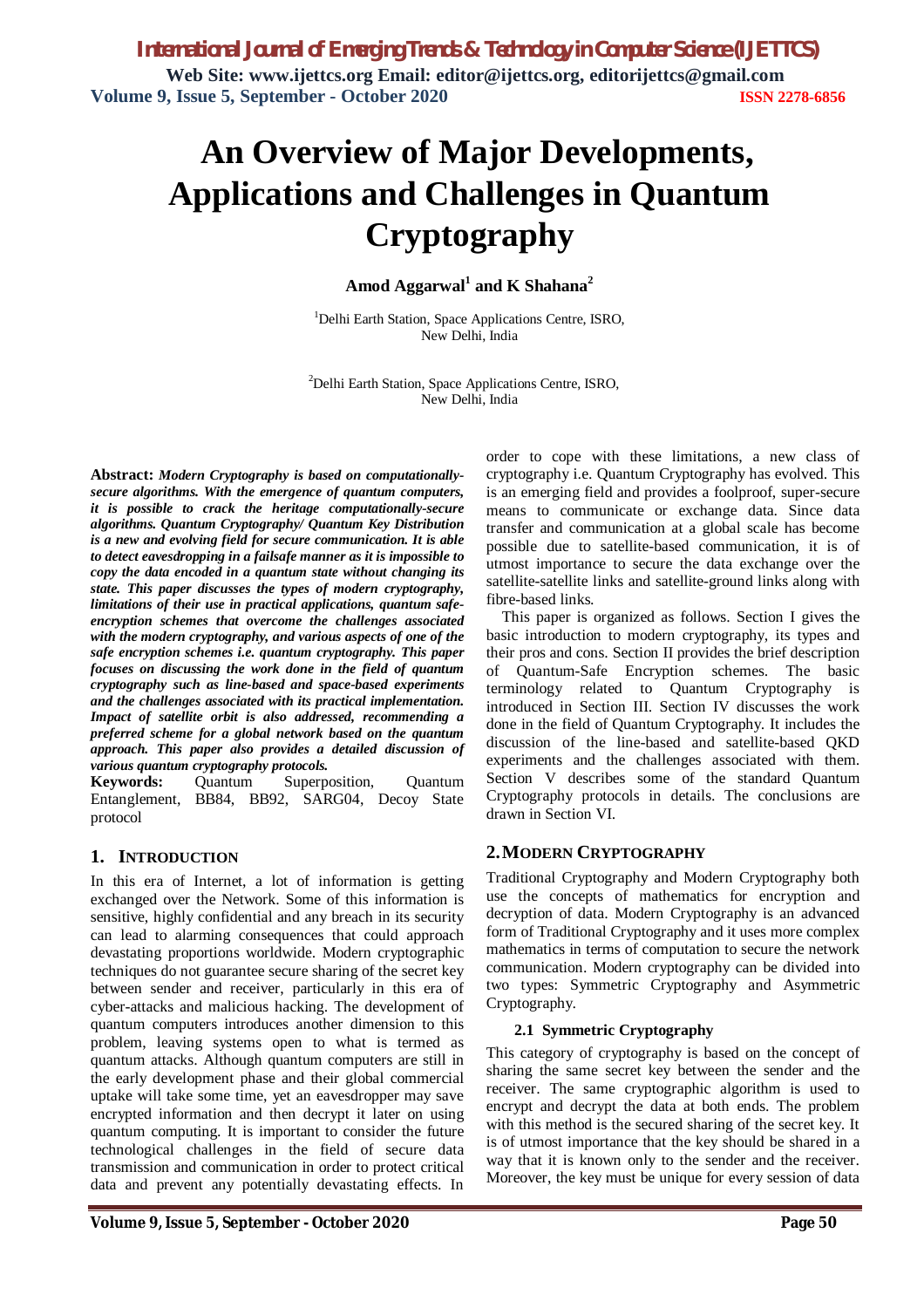# An Overview of Major Developments, Applications and Challenges in Quantum Cryptography

**Amod Aggarwal[1] and K Shahana[2]**

[1]Delhi Earth Station, Space Applications Centre, ISRO, New Delhi, India

[2]Delhi Earth Station, Space Applications Centre, ISRO, New Delhi, India

**Abstract:** ***Modern Cryptography is based on computationally-secure algorithms. With the emergence of quantum computers, it is possible to crack the heritage computationally-secure algorithms. Quantum Cryptography/ Quantum Key Distribution is a new and evolving field for secure communication. It is able to detect eavesdropping in a failsafe manner as it is impossible to copy the data encoded in a quantum state without changing its state. This paper discusses the types of modern cryptography, limitations of their use in practical applications, quantum safe-encryption schemes that overcome the challenges associated with the modern cryptography, and various aspects of one of the safe encryption schemes i.e. quantum cryptography. This paper focuses on discussing the work done in the field of quantum cryptography such as line-based and space-based experiments and the challenges associated with its practical implementation. Impact of satellite orbit is also addressed, recommending a preferred scheme for a global network based on the quantum approach. This paper also provides a detailed discussion of various quantum cryptography protocols.***

**Keywords:** Quantum Superposition, Quantum Entanglement, BB84, BB92, SARG04, Decoy State protocol

## 1. INTRODUCTION

In this era of Internet, a lot of information is getting exchanged over the Network. Some of this information is sensitive, highly confidential and any breach in its security can lead to alarming consequences that could approach devastating proportions worldwide. Modern cryptographic techniques do not guarantee secure sharing of the secret key between sender and receiver, particularly in this era of cyber-attacks and malicious hacking. The development of quantum computers introduces another dimension to this problem, leaving systems open to what is termed as quantum attacks. Although quantum computers are still in the early development phase and their global commercial uptake will take some time, yet an eavesdropper may save encrypted information and then decrypt it later on using quantum computing. It is important to consider the future technological challenges in the field of secure data transmission and communication in order to protect critical data and prevent any potentially devastating effects. In order to cope with these limitations, a new class of cryptography i.e. Quantum Cryptography has evolved. This is an emerging field and provides a foolproof, super-secure means to communicate or exchange data. Since data transfer and communication at a global scale has become possible due to satellite-based communication, it is of utmost importance to secure the data exchange over the satellite-satellite links and satellite-ground links along with fibre-based links.

This paper is organized as follows. Section I gives the basic introduction to modern cryptography, its types and their pros and cons. Section II provides the brief description of Quantum-Safe Encryption schemes. The basic terminology related to Quantum Cryptography is introduced in Section III. Section IV discusses the work done in the field of Quantum Cryptography. It includes the discussion of the line-based and satellite-based QKD experiments and the challenges associated with them. Section V describes some of the standard Quantum Cryptography protocols in details. The conclusions are drawn in Section VI.

## 2. MODERN CRYPTOGRAPHY

Traditional Cryptography and Modern Cryptography both use the concepts of mathematics for encryption and decryption of data. Modern Cryptography is an advanced form of Traditional Cryptography and it uses more complex mathematics in terms of computation to secure the network communication. Modern cryptography can be divided into two types: Symmetric Cryptography and Asymmetric Cryptography.

### 2.1 Symmetric Cryptography

This category of cryptography is based on the concept of sharing the same secret key between the sender and the receiver. The same cryptographic algorithm is used to encrypt and decrypt the data at both ends. The problem with this method is the secured sharing of the secret key. It is of utmost importance that the key should be shared in a way that it is known only to the sender and the receiver. Moreover, the key must be unique for every session of data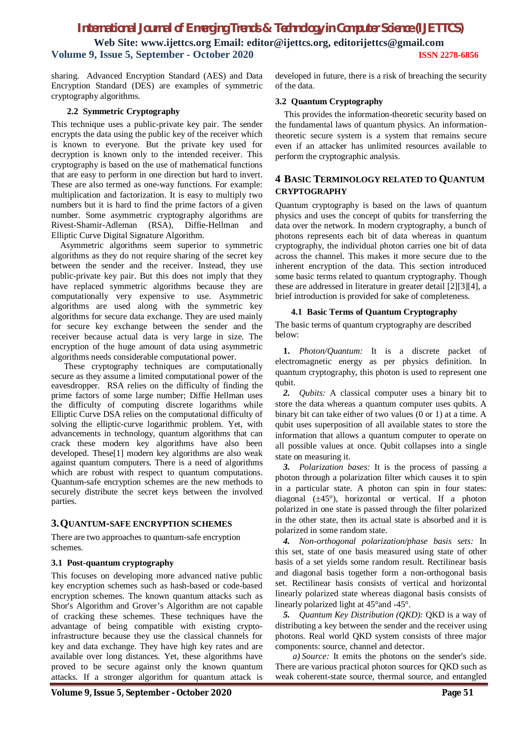sharing. Advanced Encryption Standard (AES) and Data Encryption Standard (DES) are examples of symmetric cryptography algorithms.

### 2.2 Symmetric Cryptography

This technique uses a public-private key pair. The sender encrypts the data using the public key of the receiver which is known to everyone. But the private key used for decryption is known only to the intended receiver. This cryptography is based on the use of mathematical functions that are easy to perform in one direction but hard to invert. These are also termed as one-way functions. For example: multiplication and factorization. It is easy to multiply two numbers but it is hard to find the prime factors of a given number. Some asymmetric cryptography algorithms are Rivest-Shamir-Adleman (RSA), Diffie-Hellman and Elliptic Curve Digital Signature Algorithm.

Asymmetric algorithms seem superior to symmetric algorithms as they do not require sharing of the secret key between the sender and the receiver. Instead, they use public-private key pair. But this does not imply that they have replaced symmetric algorithms because they are computationally very expensive to use. Asymmetric algorithms are used along with the symmetric key algorithms for secure data exchange. They are used mainly for secure key exchange between the sender and the receiver because actual data is very large in size. The encryption of the huge amount of data using asymmetric algorithms needs considerable computational power.

These cryptography techniques are computationally secure as they assume a limited computational power of the eavesdropper. RSA relies on the difficulty of finding the prime factors of some large number; Diffie Hellman uses the difficulty of computing discrete logarithms while Elliptic Curve DSA relies on the computational difficulty of solving the elliptic-curve logarithmic problem. Yet, with advancements in technology, quantum algorithms that can crack these modern key algorithms have also been developed. These[1] modern key algorithms are also weak against quantum computers. There is a need of algorithms which are robust with respect to quantum computations. Quantum-safe encryption schemes are the new methods to securely distribute the secret keys between the involved parties.

## 3. QUANTUM-SAFE ENCRYPTION SCHEMES

There are two approaches to quantum-safe encryption schemes.

### 3.1 Post-quantum cryptography

This focuses on developing more advanced native public key encryption schemes such as hash-based or code-based encryption schemes. The known quantum attacks such as Shor's Algorithm and Grover's Algorithm are not capable of cracking these schemes. These techniques have the advantage of being compatible with existing crypto-infrastructure because they use the classical channels for key and data exchange. They have high key rates and are available over long distances. Yet, these algorithms have proved to be secure against only the known quantum attacks. If a stronger algorithm for quantum attack is developed in future, there is a risk of breaching the security of the data.

### 3.2 Quantum Cryptography

This provides the information-theoretic security based on the fundamental laws of quantum physics. An information-theoretic secure system is a system that remains secure even if an attacker has unlimited resources available to perform the cryptographic analysis.

## 4 BASIC TERMINOLOGY RELATED TO QUANTUM CRYPTOGRAPHY

Quantum cryptography is based on the laws of quantum physics and uses the concept of qubits for transferring the data over the network. In modern cryptography, a bunch of photons represents each bit of data whereas in quantum cryptography, the individual photon carries one bit of data across the channel. This makes it more secure due to the inherent encryption of the data. This section introduced some basic terms related to quantum cryptography. Though these are addressed in literature in greater detail [2][3][4], a brief introduction is provided for sake of completeness.

### 4.1 Basic Terms of Quantum Cryptography

The basic terms of quantum cryptography are described below:

**1.** *Photon/Quantum:* It is a discrete packet of electromagnetic energy as per physics definition. In quantum cryptography, this photon is used to represent one qubit.

**2.** *Qubits:* A classical computer uses a binary bit to store the data whereas a quantum computer uses qubits. A binary bit can take either of two values (0 or 1) at a time. A qubit uses superposition of all available states to store the information that allows a quantum computer to operate on all possible values at once. Qubit collapses into a single state on measuring it.

**3.** *Polarization bases:* It is the process of passing a photon through a polarization filter which causes it to spin in a particular state. A photon can spin in four states: diagonal (±45°), horizontal or vertical. If a photon polarized in one state is passed through the filter polarized in the other state, then its actual state is absorbed and it is polarized in some random state.

**4.** *Non-orthogonal polarization/phase basis sets:* In this set, state of one basis measured using state of other basis of a set yields some random result. Rectilinear basis and diagonal basis together form a non-orthogonal basis set. Rectilinear basis consists of vertical and horizontal linearly polarized state whereas diagonal basis consists of linearly polarized light at 45°and -45°.

**5.** *Quantum Key Distribution (QKD):* QKD is a way of distributing a key between the sender and the receiver using photons. Real world QKD system consists of three major components: source, channel and detector.

*a) Source:* It emits the photons on the sender's side. There are various practical photon sources for QKD such as weak coherent-state source, thermal source, and entangled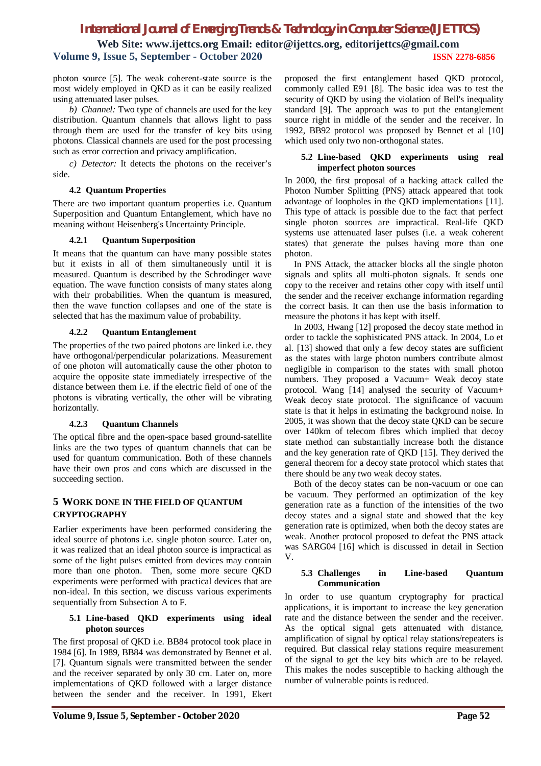photon source [5]. The weak coherent-state source is the most widely employed in QKD as it can be easily realized using attenuated laser pulses.

*b) Channel:* Two type of channels are used for the key distribution. Quantum channels that allows light to pass through them are used for the transfer of key bits using photons. Classical channels are used for the post processing such as error correction and privacy amplification.

*c) Detector:* It detects the photons on the receiver's side.

### 4.2 Quantum Properties

There are two important quantum properties i.e. Quantum Superposition and Quantum Entanglement, which have no meaning without Heisenberg's Uncertainty Principle.

#### 4.2.1 Quantum Superposition

It means that the quantum can have many possible states but it exists in all of them simultaneously until it is measured. Quantum is described by the Schrodinger wave equation. The wave function consists of many states along with their probabilities. When the quantum is measured, then the wave function collapses and one of the state is selected that has the maximum value of probability.

#### 4.2.2 Quantum Entanglement

The properties of the two paired photons are linked i.e. they have orthogonal/perpendicular polarizations. Measurement of one photon will automatically cause the other photon to acquire the opposite state immediately irrespective of the distance between them i.e. if the electric field of one of the photons is vibrating vertically, the other will be vibrating horizontally.

#### 4.2.3 Quantum Channels

The optical fibre and the open-space based ground-satellite links are the two types of quantum channels that can be used for quantum communication. Both of these channels have their own pros and cons which are discussed in the succeeding section.

## 5 WORK DONE IN THE FIELD OF QUANTUM CRYPTOGRAPHY

Earlier experiments have been performed considering the ideal source of photons i.e. single photon source. Later on, it was realized that an ideal photon source is impractical as some of the light pulses emitted from devices may contain more than one photon. Then, some more secure QKD experiments were performed with practical devices that are non-ideal. In this section, we discuss various experiments sequentially from Subsection A to F.

### 5.1 Line-based QKD experiments using ideal photon sources

The first proposal of QKD i.e. BB84 protocol took place in 1984 [6]. In 1989, BB84 was demonstrated by Bennet et al. [7]. Quantum signals were transmitted between the sender and the receiver separated by only 30 cm. Later on, more implementations of QKD followed with a larger distance between the sender and the receiver. In 1991, Ekert proposed the first entanglement based QKD protocol, commonly called E91 [8]. The basic idea was to test the security of QKD by using the violation of Bell's inequality standard [9]. The approach was to put the entanglement source right in middle of the sender and the receiver. In 1992, BB92 protocol was proposed by Bennet et al [10] which used only two non-orthogonal states.

### 5.2 Line-based QKD experiments using real imperfect photon sources

In 2000, the first proposal of a hacking attack called the Photon Number Splitting (PNS) attack appeared that took advantage of loopholes in the QKD implementations [11]. This type of attack is possible due to the fact that perfect single photon sources are impractical. Real-life QKD systems use attenuated laser pulses (i.e. a weak coherent states) that generate the pulses having more than one photon.

In PNS Attack, the attacker blocks all the single photon signals and splits all multi-photon signals. It sends one copy to the receiver and retains other copy with itself until the sender and the receiver exchange information regarding the correct basis. It can then use the basis information to measure the photons it has kept with itself.

In 2003, Hwang [12] proposed the decoy state method in order to tackle the sophisticated PNS attack. In 2004, Lo et al. [13] showed that only a few decoy states are sufficient as the states with large photon numbers contribute almost negligible in comparison to the states with small photon numbers. They proposed a Vacuum+ Weak decoy state protocol. Wang [14] analysed the security of Vacuum+ Weak decoy state protocol. The significance of vacuum state is that it helps in estimating the background noise. In 2005, it was shown that the decoy state QKD can be secure over 140km of telecom fibres which implied that decoy state method can substantially increase both the distance and the key generation rate of QKD [15]. They derived the general theorem for a decoy state protocol which states that there should be any two weak decoy states.

Both of the decoy states can be non-vacuum or one can be vacuum. They performed an optimization of the key generation rate as a function of the intensities of the two decoy states and a signal state and showed that the key generation rate is optimized, when both the decoy states are weak. Another protocol proposed to defeat the PNS attack was SARG04 [16] which is discussed in detail in Section V.

### 5.3 Challenges in Line-based Quantum Communication

In order to use quantum cryptography for practical applications, it is important to increase the key generation rate and the distance between the sender and the receiver. As the optical signal gets attenuated with distance, amplification of signal by optical relay stations/repeaters is required. But classical relay stations require measurement of the signal to get the key bits which are to be relayed. This makes the nodes susceptible to hacking although the number of vulnerable points is reduced.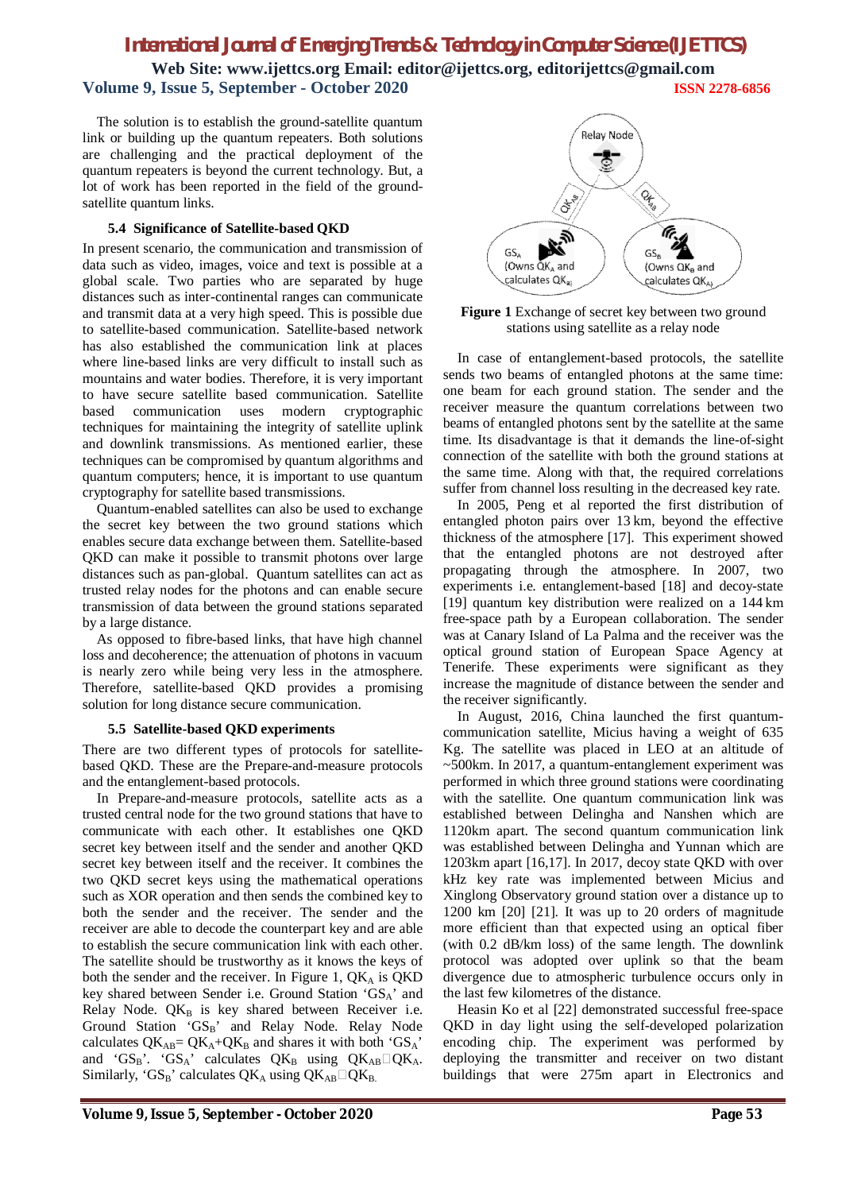The solution is to establish the ground-satellite quantum link or building up the quantum repeaters. Both solutions are challenging and the practical deployment of the quantum repeaters is beyond the current technology. But, a lot of work has been reported in the field of the ground-satellite quantum links.

### 5.4 Significance of Satellite-based QKD

In present scenario, the communication and transmission of data such as video, images, voice and text is possible at a global scale. Two parties who are separated by huge distances such as inter-continental ranges can communicate and transmit data at a very high speed. This is possible due to satellite-based communication. Satellite-based network has also established the communication link at places where line-based links are very difficult to install such as mountains and water bodies. Therefore, it is very important to have secure satellite based communication. Satellite based communication uses modern cryptographic techniques for maintaining the integrity of satellite uplink and downlink transmissions. As mentioned earlier, these techniques can be compromised by quantum algorithms and quantum computers; hence, it is important to use quantum cryptography for satellite based transmissions.

Quantum-enabled satellites can also be used to exchange the secret key between the two ground stations which enables secure data exchange between them. Satellite-based QKD can make it possible to transmit photons over large distances such as pan-global. Quantum satellites can act as trusted relay nodes for the photons and can enable secure transmission of data between the ground stations separated by a large distance.

As opposed to fibre-based links, that have high channel loss and decoherence; the attenuation of photons in vacuum is nearly zero while being very less in the atmosphere. Therefore, satellite-based QKD provides a promising solution for long distance secure communication.

### 5.5 Satellite-based QKD experiments

There are two different types of protocols for satellite-based QKD. These are the Prepare-and-measure protocols and the entanglement-based protocols.

In Prepare-and-measure protocols, satellite acts as a trusted central node for the two ground stations that have to communicate with each other. It establishes one QKD secret key between itself and the sender and another QKD secret key between itself and the receiver. It combines the two QKD secret keys using the mathematical operations such as XOR operation and then sends the combined key to both the sender and the receiver. The sender and the receiver are able to decode the counterpart key and are able to establish the secure communication link with each other. The satellite should be trustworthy as it knows the keys of both the sender and the receiver. In Figure 1, $QK_A$ is QKD key shared between Sender i.e. Ground Station '$GS_A$' and Relay Node. $QK_B$ is key shared between Receiver i.e. Ground Station '$GS_B$' and Relay Node. Relay Node calculates $QK_{AB} = QK_A + QK_B$ and shares it with both '$GS_A$' and '$GS_B$'. '$GS_A$' calculates $QK_B$ using $QK_{AB}$□$QK_A$. Similarly, '$GS_B$' calculates $QK_A$ using $QK_{AB}$□$QK_B$.

**Figure 1** Exchange of secret key between two ground stations using satellite as a relay node

In case of entanglement-based protocols, the satellite sends two beams of entangled photons at the same time: one beam for each ground station. The sender and the receiver measure the quantum correlations between two beams of entangled photons sent by the satellite at the same time. Its disadvantage is that it demands the line-of-sight connection of the satellite with both the ground stations at the same time. Along with that, the required correlations suffer from channel loss resulting in the decreased key rate.

In 2005, Peng et al reported the first distribution of entangled photon pairs over 13 km, beyond the effective thickness of the atmosphere [17]. This experiment showed that the entangled photons are not destroyed after propagating through the atmosphere. In 2007, two experiments i.e. entanglement-based [18] and decoy-state [19] quantum key distribution were realized on a 144 km free-space path by a European collaboration. The sender was at Canary Island of La Palma and the receiver was the optical ground station of European Space Agency at Tenerife. These experiments were significant as they increase the magnitude of distance between the sender and the receiver significantly.

In August, 2016, China launched the first quantum-communication satellite, Micius having a weight of 635 Kg. The satellite was placed in LEO at an altitude of ~500km. In 2017, a quantum-entanglement experiment was performed in which three ground stations were coordinating with the satellite. One quantum communication link was established between Delingha and Nanshen which are 1120km apart. The second quantum communication link was established between Delingha and Yunnan which are 1203km apart [16,17]. In 2017, decoy state QKD with over kHz key rate was implemented between Micius and Xinglong Observatory ground station over a distance up to 1200 km [20] [21]. It was up to 20 orders of magnitude more efficient than that expected using an optical fiber (with 0.2 dB/km loss) of the same length. The downlink protocol was adopted over uplink so that the beam divergence due to atmospheric turbulence occurs only in the last few kilometres of the distance.

Heasin Ko et al [22] demonstrated successful free-space QKD in day light using the self-developed polarization encoding chip. The experiment was performed by deploying the transmitter and receiver on two distant buildings that were 275m apart in Electronics and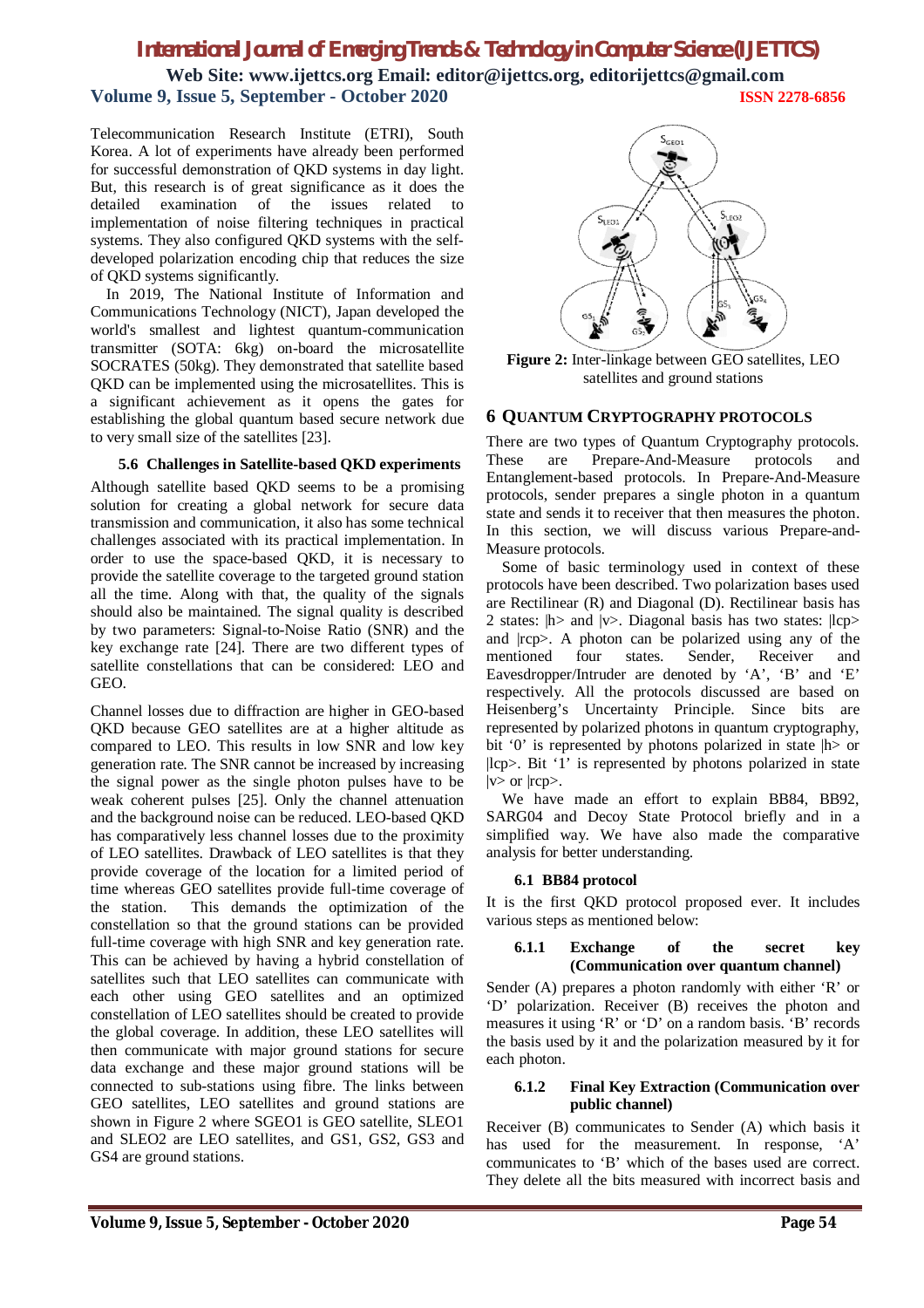Telecommunication Research Institute (ETRI), South Korea. A lot of experiments have already been performed for successful demonstration of QKD systems in day light. But, this research is of great significance as it does the detailed examination of the issues related to implementation of noise filtering techniques in practical systems. They also configured QKD systems with the self-developed polarization encoding chip that reduces the size of QKD systems significantly.

In 2019, The National Institute of Information and Communications Technology (NICT), Japan developed the world's smallest and lightest quantum-communication transmitter (SOTA: 6kg) on-board the microsatellite SOCRATES (50kg). They demonstrated that satellite based QKD can be implemented using the microsatellites. This is a significant achievement as it opens the gates for establishing the global quantum based secure network due to very small size of the satellites [23].

### 5.6 Challenges in Satellite-based QKD experiments

Although satellite based QKD seems to be a promising solution for creating a global network for secure data transmission and communication, it also has some technical challenges associated with its practical implementation. In order to use the space-based QKD, it is necessary to provide the satellite coverage to the targeted ground station all the time. Along with that, the quality of the signals should also be maintained. The signal quality is described by two parameters: Signal-to-Noise Ratio (SNR) and the key exchange rate [24]. There are two different types of satellite constellations that can be considered: LEO and GEO.

Channel losses due to diffraction are higher in GEO-based QKD because GEO satellites are at a higher altitude as compared to LEO. This results in low SNR and low key generation rate. The SNR cannot be increased by increasing the signal power as the single photon pulses have to be weak coherent pulses [25]. Only the channel attenuation and the background noise can be reduced. LEO-based QKD has comparatively less channel losses due to the proximity of LEO satellites. Drawback of LEO satellites is that they provide coverage of the location for a limited period of time whereas GEO satellites provide full-time coverage of the station. This demands the optimization of the constellation so that the ground stations can be provided full-time coverage with high SNR and key generation rate. This can be achieved by having a hybrid constellation of satellites such that LEO satellites can communicate with each other using GEO satellites and an optimized constellation of LEO satellites should be created to provide the global coverage. In addition, these LEO satellites will then communicate with major ground stations for secure data exchange and these major ground stations will be connected to sub-stations using fibre. The links between GEO satellites, LEO satellites and ground stations are shown in Figure 2 where SGEO1 is GEO satellite, SLEO1 and SLEO2 are LEO satellites, and GS1, GS2, GS3 and GS4 are ground stations.

**Figure 2:** Inter-linkage between GEO satellites, LEO satellites and ground stations

## 6 QUANTUM CRYPTOGRAPHY PROTOCOLS

There are two types of Quantum Cryptography protocols. These are Prepare-And-Measure protocols and Entanglement-based protocols. In Prepare-And-Measure protocols, sender prepares a single photon in a quantum state and sends it to receiver that then measures the photon. In this section, we will discuss various Prepare-and-Measure protocols.

Some of basic terminology used in context of these protocols have been described. Two polarization bases used are Rectilinear (R) and Diagonal (D). Rectilinear basis has 2 states: |h> and |v>. Diagonal basis has two states: |lcp> and |rcp>. A photon can be polarized using any of the mentioned four states. Sender, Receiver and Eavesdropper/Intruder are denoted by 'A', 'B' and 'E' respectively. All the protocols discussed are based on Heisenberg's Uncertainty Principle. Since bits are represented by polarized photons in quantum cryptography, bit '0' is represented by photons polarized in state |h> or |lcp>. Bit '1' is represented by photons polarized in state |v> or |rcp>.

We have made an effort to explain BB84, BB92, SARG04 and Decoy State Protocol briefly and in a simplified way. We have also made the comparative analysis for better understanding.

### 6.1 BB84 protocol

It is the first QKD protocol proposed ever. It includes various steps as mentioned below:

#### 6.1.1 Exchange of the secret key (Communication over quantum channel)

Sender (A) prepares a photon randomly with either 'R' or 'D' polarization. Receiver (B) receives the photon and measures it using 'R' or 'D' on a random basis. 'B' records the basis used by it and the polarization measured by it for each photon.

#### 6.1.2 Final Key Extraction (Communication over public channel)

Receiver (B) communicates to Sender (A) which basis it has used for the measurement. In response, 'A' communicates to 'B' which of the bases used are correct. They delete all the bits measured with incorrect basis and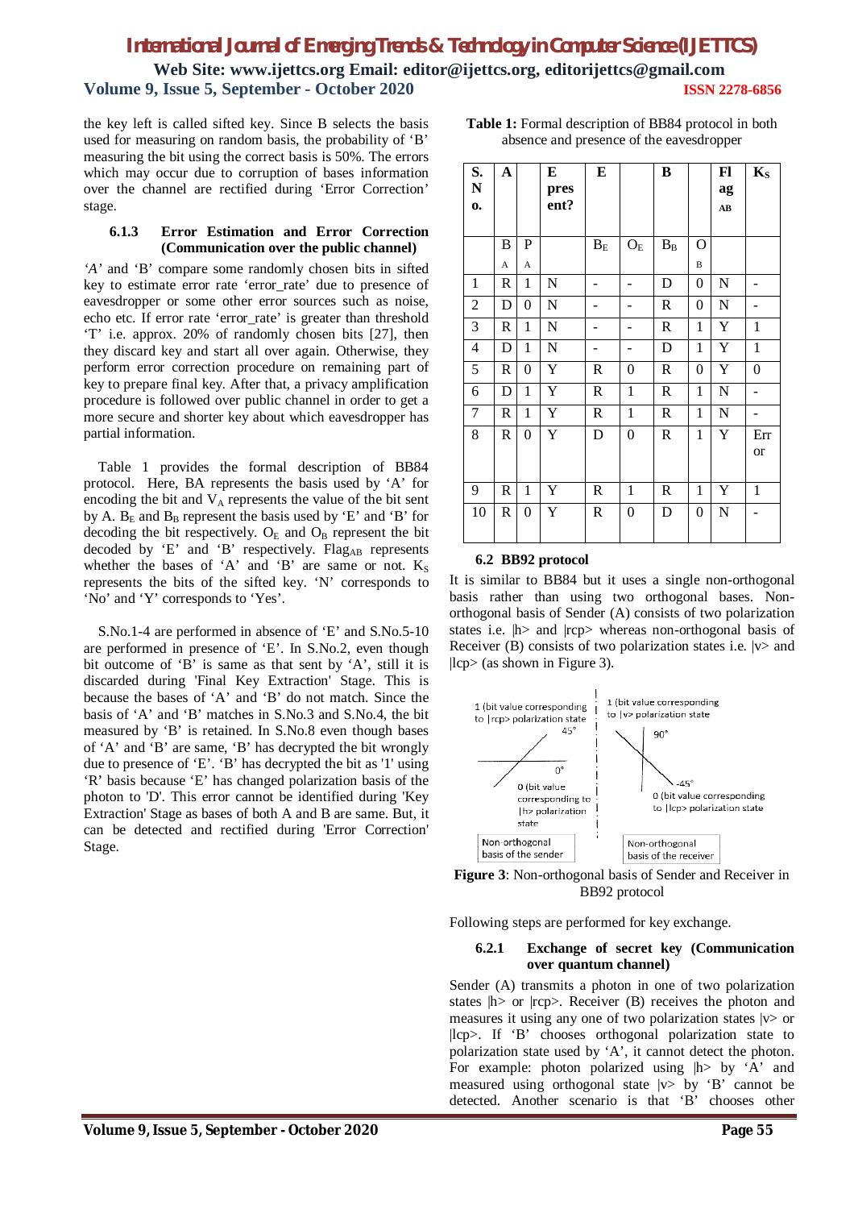the key left is called sifted key. Since B selects the basis used for measuring on random basis, the probability of 'B' measuring the bit using the correct basis is 50%. The errors which may occur due to corruption of bases information over the channel are rectified during 'Error Correction' stage.

#### 6.1.3 Error Estimation and Error Correction (Communication over the public channel)

'A' and 'B' compare some randomly chosen bits in sifted key to estimate error rate 'error_rate' due to presence of eavesdropper or some other error sources such as noise, echo etc. If error rate 'error_rate' is greater than threshold 'T' i.e. approx. 20% of randomly chosen bits [27], then they discard key and start all over again. Otherwise, they perform error correction procedure on remaining part of key to prepare final key. After that, a privacy amplification procedure is followed over public channel in order to get a more secure and shorter key about which eavesdropper has partial information.

Table 1 provides the formal description of BB84 protocol. Here, BA represents the basis used by 'A' for encoding the bit and $V_A$ represents the value of the bit sent by A. $B_E$ and $B_B$ represent the basis used by 'E' and 'B' for decoding the bit respectively. $O_E$ and $O_B$ represent the bit decoded by 'E' and 'B' respectively. $Flag_{AB}$ represents whether the bases of 'A' and 'B' are same or not. $K_S$ represents the bits of the sifted key. 'N' corresponds to 'No' and 'Y' corresponds to 'Yes'.

S.No.1-4 are performed in absence of 'E' and S.No.5-10 are performed in presence of 'E'. In S.No.2, even though bit outcome of 'B' is same as that sent by 'A', still it is discarded during 'Final Key Extraction' Stage. This is because the bases of 'A' and 'B' do not match. Since the basis of 'A' and 'B' matches in S.No.3 and S.No.4, the bit measured by 'B' is retained. In S.No.8 even though bases of 'A' and 'B' are same, 'B' has decrypted the bit wrongly due to presence of 'E'. 'B' has decrypted the bit as '1' using 'R' basis because 'E' has changed polarization basis of the photon to 'D'. This error cannot be identified during 'Key Extraction' Stage as bases of both A and B are same. But, it can be detected and rectified during 'Error Correction' Stage.

**Table 1:** Formal description of BB84 protocol in both absence and presence of the eavesdropper

| S.No. | A | | E present? | E | | B | | $Flag_{AB}$ | $K_S$ |
|---|---|---|---|---|---|---|---|---|---|
| | $B_A$ | $P_A$ | | $B_E$ | $O_E$ | $B_B$ | $O_B$ | | |
| 1 | R | 1 | N | - | - | D | 0 | N | - |
| 2 | D | 0 | N | - | - | R | 0 | N | - |
| 3 | R | 1 | N | - | - | R | 1 | Y | 1 |
| 4 | D | 1 | N | - | - | D | 1 | Y | 1 |
| 5 | R | 0 | Y | R | 0 | R | 0 | Y | 0 |
| 6 | D | 1 | Y | R | 1 | R | 1 | N | - |
| 7 | R | 1 | Y | R | 1 | R | 1 | N | - |
| 8 | R | 0 | Y | D | 0 | R | 1 | Y | Error |
| 9 | R | 1 | Y | R | 1 | R | 1 | Y | 1 |
| 10 | R | 0 | Y | R | 0 | D | 0 | N | - |

### 6.2 BB92 protocol

It is similar to BB84 but it uses a single non-orthogonal basis rather than using two orthogonal bases. Non-orthogonal basis of Sender (A) consists of two polarization states i.e. |h> and |rcp> whereas non-orthogonal basis of Receiver (B) consists of two polarization states i.e. |v> and |lcp> (as shown in Figure 3).

1 (bit value corresponding to |rcp> polarization state 45°; 0°; 0 (bit value corresponding to |h> polarization state; Non-orthogonal basis of the sender; 1 (bit value corresponding to |v> polarization state; 90°; -45°; 0 (bit value corresponding to |lcp> polarization state; Non-orthogonal basis of the receiver

**Figure 3**: Non-orthogonal basis of Sender and Receiver in BB92 protocol

Following steps are performed for key exchange.

#### 6.2.1 Exchange of secret key (Communication over quantum channel)

Sender (A) transmits a photon in one of two polarization states |h> or |rcp>. Receiver (B) receives the photon and measures it using any one of two polarization states |v> or |lcp>. If 'B' chooses orthogonal polarization state to polarization state used by 'A', it cannot detect the photon. For example: photon polarized using |h> by 'A' and measured using orthogonal state |v> by 'B' cannot be detected. Another scenario is that 'B' chooses other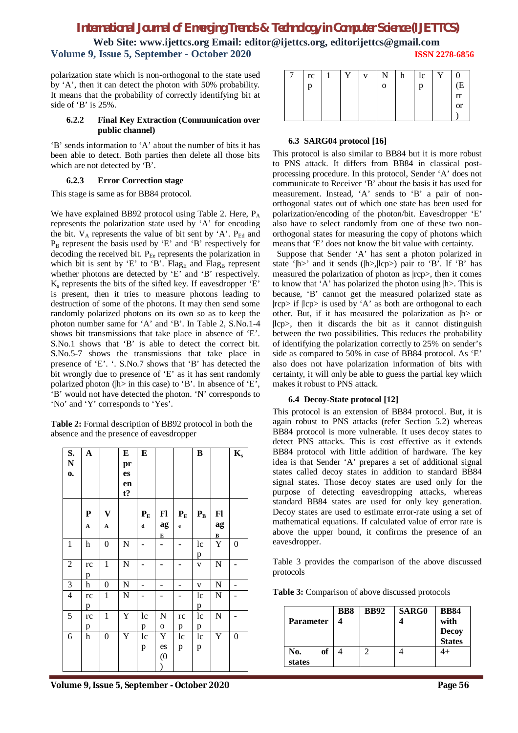polarization state which is non-orthogonal to the state used by 'A', then it can detect the photon with 50% probability. It means that the probability of correctly identifying bit at side of 'B' is 25%.

#### 6.2.2 Final Key Extraction (Communication over public channel)

'B' sends information to 'A' about the number of bits it has been able to detect. Both parties then delete all those bits which are not detected by 'B'.

#### 6.2.3 Error Correction stage

This stage is same as for BB84 protocol.

We have explained BB92 protocol using Table 2. Here, $P_A$ represents the polarization state used by 'A' for encoding the bit. $V_A$ represents the value of bit sent by 'A'. $P_{Ed}$ and $P_B$ represent the basis used by 'E' and 'B' respectively for decoding the received bit. $P_{Ee}$ represents the polarization in which bit is sent by 'E' to 'B'. $Flag_E$ and $Flag_B$ represent whether photons are detected by 'E' and 'B' respectively. $K_s$ represents the bits of the sifted key. If eavesdropper 'E' is present, then it tries to measure photons leading to destruction of some of the photons. It may then send some randomly polarized photons on its own so as to keep the photon number same for 'A' and 'B'. In Table 2, S.No.1-4 shows bit transmissions that take place in absence of 'E'. S.No.1 shows that 'B' is able to detect the correct bit. S.No.5-7 shows the transmissions that take place in presence of 'E'. '. S.No.7 shows that 'B' has detected the bit wrongly due to presence of 'E' as it has sent randomly polarized photon (|h> in this case) to 'B'. In absence of 'E', 'B' would not have detected the photon. 'N' corresponds to 'No' and 'Y' corresponds to 'Yes'.

**Table 2:** Formal description of BB92 protocol in both the absence and the presence of eavesdropper

| S. No. | A | | E present? | E | | | B | | $K_s$ |
|---|---|---|---|---|---|---|---|---|---|
| | $P_A$ | $V_A$ | | $P_{Ed}$ | $Flag_E$ | $P_{Ee}$ | $P_B$ | $Flag_B$ | |
| 1 | h | 0 | N | - | - | - | lcp | Y | 0 |
| 2 | rcp | 1 | N | - | - | - | v | N | - |
| 3 | h | 0 | N | - | - | - | v | N | - |
| 4 | rcp | 1 | N | - | - | - | lcp | N | - |
| 5 | rcp | 1 | Y | lcp | No | rcp | lcp | N | - |
| 6 | h | 0 | Y | lcp | Yes (0) | lcp | lcp | Y | 0 |
| 7 | rcp | 1 | Y | v | No | h | lcp | Y | 0 (Error) |

### 6.3 SARG04 protocol [16]

This protocol is also similar to BB84 but it is more robust to PNS attack. It differs from BB84 in classical post-processing procedure. In this protocol, Sender 'A' does not communicate to Receiver 'B' about the basis it has used for measurement. Instead, 'A' sends to 'B' a pair of non-orthogonal states out of which one state has been used for polarization/encoding of the photon/bit. Eavesdropper 'E' also have to select randomly from one of these two non-orthogonal states for measuring the copy of photons which means that 'E' does not know the bit value with certainty.

Suppose that Sender 'A' has sent a photon polarized in state '|h>' and it sends (|h>,|lcp>) pair to 'B'. If 'B' has measured the polarization of photon as |rcp>, then it comes to know that 'A' has polarized the photon using |h>. This is because, 'B' cannot get the measured polarized state as |rcp> if |lcp> is used by 'A' as both are orthogonal to each other. But, if it has measured the polarization as |h> or |lcp>, then it discards the bit as it cannot distinguish between the two possibilities. This reduces the probability of identifying the polarization correctly to 25% on sender's side as compared to 50% in case of BB84 protocol. As 'E' also does not have polarization information of bits with certainty, it will only be able to guess the partial key which makes it robust to PNS attack.

### 6.4 Decoy-State protocol [12]

This protocol is an extension of BB84 protocol. But, it is again robust to PNS attacks (refer Section 5.2) whereas BB84 protocol is more vulnerable. It uses decoy states to detect PNS attacks. This is cost effective as it extends BB84 protocol with little addition of hardware. The key idea is that Sender 'A' prepares a set of additional signal states called decoy states in addition to standard BB84 signal states. Those decoy states are used only for the purpose of detecting eavesdropping attacks, whereas standard BB84 states are used for only key generation. Decoy states are used to estimate error-rate using a set of mathematical equations. If calculated value of error rate is above the upper bound, it confirms the presence of an eavesdropper.

Table 3 provides the comparison of the above discussed protocols

**Table 3:** Comparison of above discussed protocols

| Parameter | BB84 | BB92 | SARG04 | BB84 with Decoy States |
|---|---|---|---|---|
| No. of states | 4 | 2 | 4 | 4+ |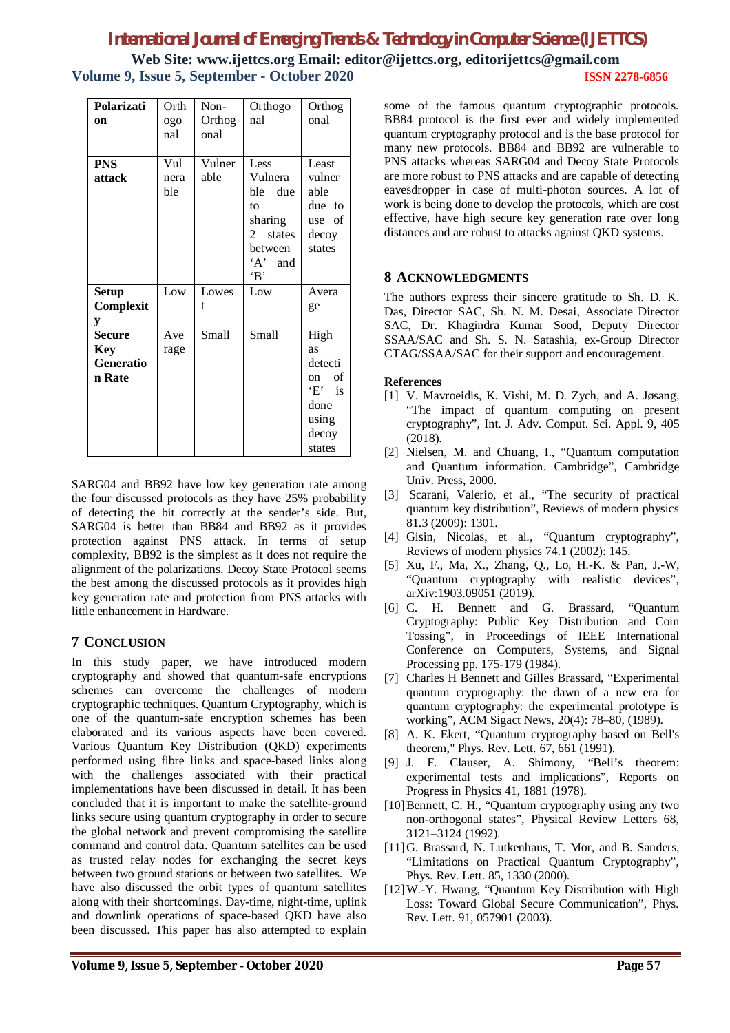| Polarization | Orthogonal | Non-Orthogonal | Orthogonal | Orthogonal |
|---|---|---|---|---|
| **PNS attack** | Vulnerable | Vulnerable | Less Vulnerable due to sharing 2 states between 'A' and 'B' | Least vulnerable due to use of decoy states |
| **Setup Complexity** | Low | Lowest | Low | Average |
| **Secure Key Generation Rate** | Average | Small | Small | High as detection of 'E' is done using decoy states |

SARG04 and BB92 have low key generation rate among the four discussed protocols as they have 25% probability of detecting the bit correctly at the sender's side. But, SARG04 is better than BB84 and BB92 as it provides protection against PNS attack. In terms of setup complexity, BB92 is the simplest as it does not require the alignment of the polarizations. Decoy State Protocol seems the best among the discussed protocols as it provides high key generation rate and protection from PNS attacks with little enhancement in Hardware.

## 7 CONCLUSION

In this study paper, we have introduced modern cryptography and showed that quantum-safe encryptions schemes can overcome the challenges of modern cryptographic techniques. Quantum Cryptography, which is one of the quantum-safe encryption schemes has been elaborated and its various aspects have been covered. Various Quantum Key Distribution (QKD) experiments performed using fibre links and space-based links along with the challenges associated with their practical implementations have been discussed in detail. It has been concluded that it is important to make the satellite-ground links secure using quantum cryptography in order to secure the global network and prevent compromising the satellite command and control data. Quantum satellites can be used as trusted relay nodes for exchanging the secret keys between two ground stations or between two satellites. We have also discussed the orbit types of quantum satellites along with their shortcomings. Day-time, night-time, uplink and downlink operations of space-based QKD have also been discussed. This paper has also attempted to explain some of the famous quantum cryptographic protocols. BB84 protocol is the first ever and widely implemented quantum cryptography protocol and is the base protocol for many new protocols. BB84 and BB92 are vulnerable to PNS attacks whereas SARG04 and Decoy State Protocols are more robust to PNS attacks and are capable of detecting eavesdropper in case of multi-photon sources. A lot of work is being done to develop the protocols, which are cost effective, have high secure key generation rate over long distances and are robust to attacks against QKD systems.

## 8 ACKNOWLEDGMENTS

The authors express their sincere gratitude to Sh. D. K. Das, Director SAC, Sh. N. M. Desai, Associate Director SAC, Dr. Khagindra Kumar Sood, Deputy Director SSAA/SAC and Sh. S. N. Satashia, ex-Group Director CTAG/SSAA/SAC for their support and encouragement.

### References

[1] V. Mavroeidis, K. Vishi, M. D. Zych, and A. Jøsang, "The impact of quantum computing on present cryptography", Int. J. Adv. Comput. Sci. Appl. 9, 405 (2018).

[2] Nielsen, M. and Chuang, I., "Quantum computation and Quantum information. Cambridge", Cambridge Univ. Press, 2000.

[3] Scarani, Valerio, et al., "The security of practical quantum key distribution", Reviews of modern physics 81.3 (2009): 1301.

[4] Gisin, Nicolas, et al., "Quantum cryptography", Reviews of modern physics 74.1 (2002): 145.

[5] Xu, F., Ma, X., Zhang, Q., Lo, H.-K. & Pan, J.-W, "Quantum cryptography with realistic devices", arXiv:1903.09051 (2019).

[6] C. H. Bennett and G. Brassard, "Quantum Cryptography: Public Key Distribution and Coin Tossing", in Proceedings of IEEE International Conference on Computers, Systems, and Signal Processing pp. 175-179 (1984).

[7] Charles H Bennett and Gilles Brassard, "Experimental quantum cryptography: the dawn of a new era for quantum cryptography: the experimental prototype is working", ACM Sigact News, 20(4): 78–80, (1989).

[8] A. K. Ekert, "Quantum cryptography based on Bell's theorem," Phys. Rev. Lett. 67, 661 (1991).

[9] J. F. Clauser, A. Shimony, "Bell's theorem: experimental tests and implications", Reports on Progress in Physics 41, 1881 (1978).

[10] Bennett, C. H., "Quantum cryptography using any two non-orthogonal states", Physical Review Letters 68, 3121–3124 (1992).

[11] G. Brassard, N. Lutkenhaus, T. Mor, and B. Sanders, "Limitations on Practical Quantum Cryptography", Phys. Rev. Lett. 85, 1330 (2000).

[12] W.-Y. Hwang, "Quantum Key Distribution with High Loss: Toward Global Secure Communication", Phys. Rev. Lett. 91, 057901 (2003).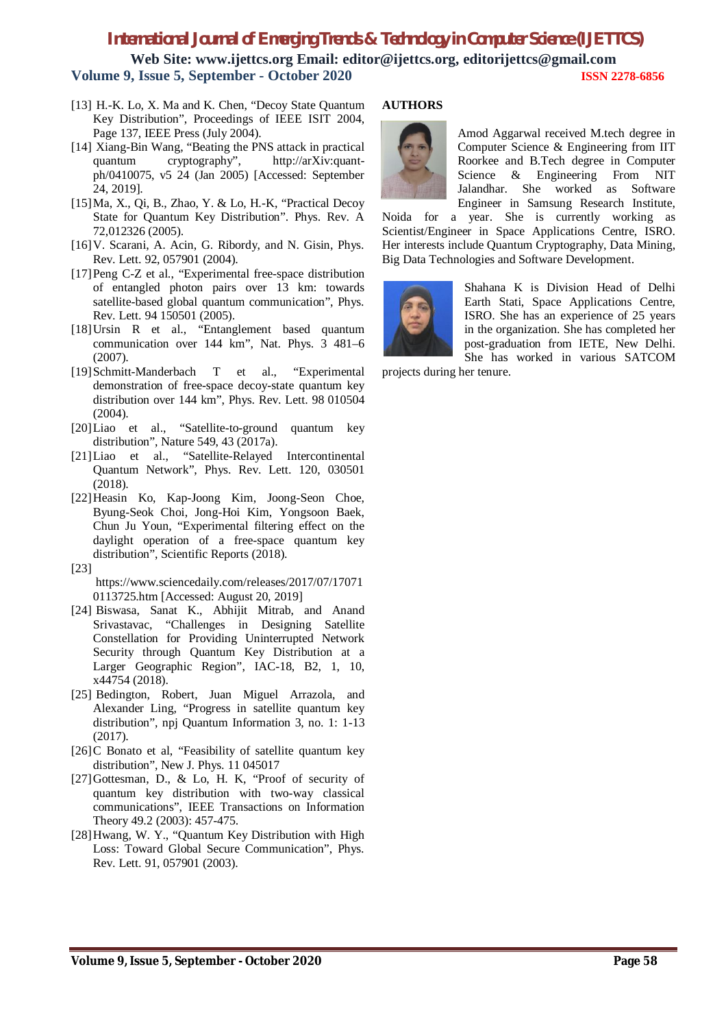[13] H.-K. Lo, X. Ma and K. Chen, "Decoy State Quantum Key Distribution", Proceedings of IEEE ISIT 2004, Page 137, IEEE Press (July 2004).

[14] Xiang-Bin Wang, "Beating the PNS attack in practical quantum cryptography", http://arXiv:quant-ph/0410075, v5 24 (Jan 2005) [Accessed: September 24, 2019].

[15] Ma, X., Qi, B., Zhao, Y. & Lo, H.-K, "Practical Decoy State for Quantum Key Distribution". Phys. Rev. A 72,012326 (2005).

[16] V. Scarani, A. Acin, G. Ribordy, and N. Gisin, Phys. Rev. Lett. 92, 057901 (2004).

[17] Peng C-Z et al., "Experimental free-space distribution of entangled photon pairs over 13 km: towards satellite-based global quantum communication", Phys. Rev. Lett. 94 150501 (2005).

[18] Ursin R et al., "Entanglement based quantum communication over 144 km", Nat. Phys. 3 481–6 (2007).

[19] Schmitt-Manderbach T et al., "Experimental demonstration of free-space decoy-state quantum key distribution over 144 km", Phys. Rev. Lett. 98 010504 (2004).

[20] Liao et al., "Satellite-to-ground quantum key distribution", Nature 549, 43 (2017a).

[21] Liao et al., "Satellite-Relayed Intercontinental Quantum Network", Phys. Rev. Lett. 120, 030501 (2018).

[22] Heasin Ko, Kap-Joong Kim, Joong-Seon Choe, Byung-Seok Choi, Jong-Hoi Kim, Yongsoon Baek, Chun Ju Youn, "Experimental filtering effect on the daylight operation of a free-space quantum key distribution", Scientific Reports (2018).

[23] https://www.sciencedaily.com/releases/2017/07/170710113725.htm [Accessed: August 20, 2019]

[24] Biswasa, Sanat K., Abhijit Mitrab, and Anand Srivastavac, "Challenges in Designing Satellite Constellation for Providing Uninterrupted Network Security through Quantum Key Distribution at a Larger Geographic Region", IAC-18, B2, 1, 10, x44754 (2018).

[25] Bedington, Robert, Juan Miguel Arrazola, and Alexander Ling, "Progress in satellite quantum key distribution", npj Quantum Information 3, no. 1: 1-13 (2017).

[26] C Bonato et al, "Feasibility of satellite quantum key distribution", New J. Phys. 11 045017

[27] Gottesman, D., & Lo, H. K, "Proof of security of quantum key distribution with two-way classical communications", IEEE Transactions on Information Theory 49.2 (2003): 457-475.

[28] Hwang, W. Y., "Quantum Key Distribution with High Loss: Toward Global Secure Communication", Phys. Rev. Lett. 91, 057901 (2003).

**AUTHORS**

Amod Aggarwal received M.tech degree in Computer Science & Engineering from IIT Roorkee and B.Tech degree in Computer Science & Engineering From NIT Jalandhar. She worked as Software Engineer in Samsung Research Institute, Noida for a year. She is currently working as Scientist/Engineer in Space Applications Centre, ISRO. Her interests include Quantum Cryptography, Data Mining, Big Data Technologies and Software Development.

Shahana K is Division Head of Delhi Earth Stati, Space Applications Centre, ISRO. She has an experience of 25 years in the organization. She has completed her post-graduation from IETE, New Delhi. She has worked in various SATCOM projects during her tenure.